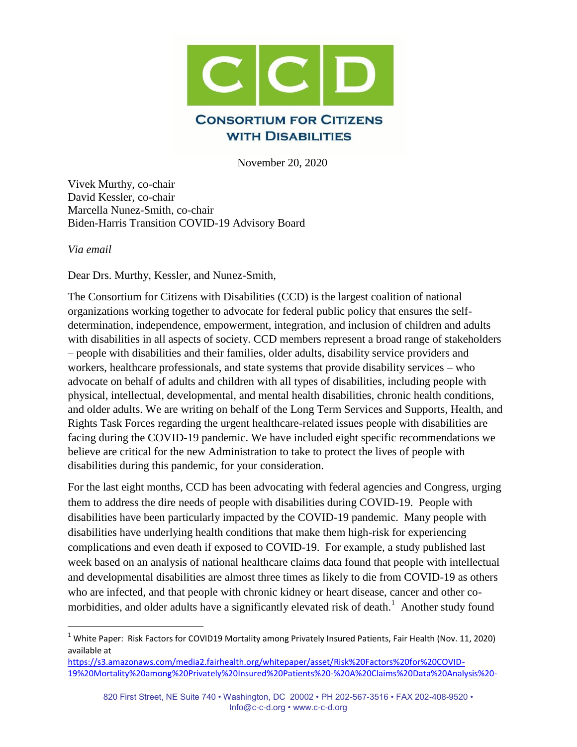# CONSORTIUM FOR CITIZENS WITH DISABILITIES

November 20, 2020

Vivek Murthy, co-chair
David Kessler, co-chair
Marcella Nunez-Smith, co-chair
Biden-Harris Transition COVID-19 Advisory Board

*Via email*

Dear Drs. Murthy, Kessler, and Nunez-Smith,

The Consortium for Citizens with Disabilities (CCD) is the largest coalition of national organizations working together to advocate for federal public policy that ensures the self-determination, independence, empowerment, integration, and inclusion of children and adults with disabilities in all aspects of society. CCD members represent a broad range of stakeholders – people with disabilities and their families, older adults, disability service providers and workers, healthcare professionals, and state systems that provide disability services – who advocate on behalf of adults and children with all types of disabilities, including people with physical, intellectual, developmental, and mental health disabilities, chronic health conditions, and older adults. We are writing on behalf of the Long Term Services and Supports, Health, and Rights Task Forces regarding the urgent healthcare-related issues people with disabilities are facing during the COVID-19 pandemic. We have included eight specific recommendations we believe are critical for the new Administration to take to protect the lives of people with disabilities during this pandemic, for your consideration.

For the last eight months, CCD has been advocating with federal agencies and Congress, urging them to address the dire needs of people with disabilities during COVID-19. People with disabilities have been particularly impacted by the COVID-19 pandemic. Many people with disabilities have underlying health conditions that make them high-risk for experiencing complications and even death if exposed to COVID-19. For example, a study published last week based on an analysis of national healthcare claims data found that people with intellectual and developmental disabilities are almost three times as likely to die from COVID-19 as others who are infected, and that people with chronic kidney or heart disease, cancer and other co-morbidities, and older adults have a significantly elevated risk of death.[1] Another study found

[1] White Paper: Risk Factors for COVID19 Mortality among Privately Insured Patients, Fair Health (Nov. 11, 2020) available at https://s3.amazonaws.com/media2.fairhealth.org/whitepaper/asset/Risk%20Factors%20for%20COVID-19%20Mortality%20among%20Privately%20Insured%20Patients%20-%20A%20Claims%20Data%20Analysis%20-

820 First Street, NE Suite 740 • Washington, DC 20002 • PH 202-567-3516 • FAX 202-408-9520 • Info@c-c-d.org • www.c-c-d.org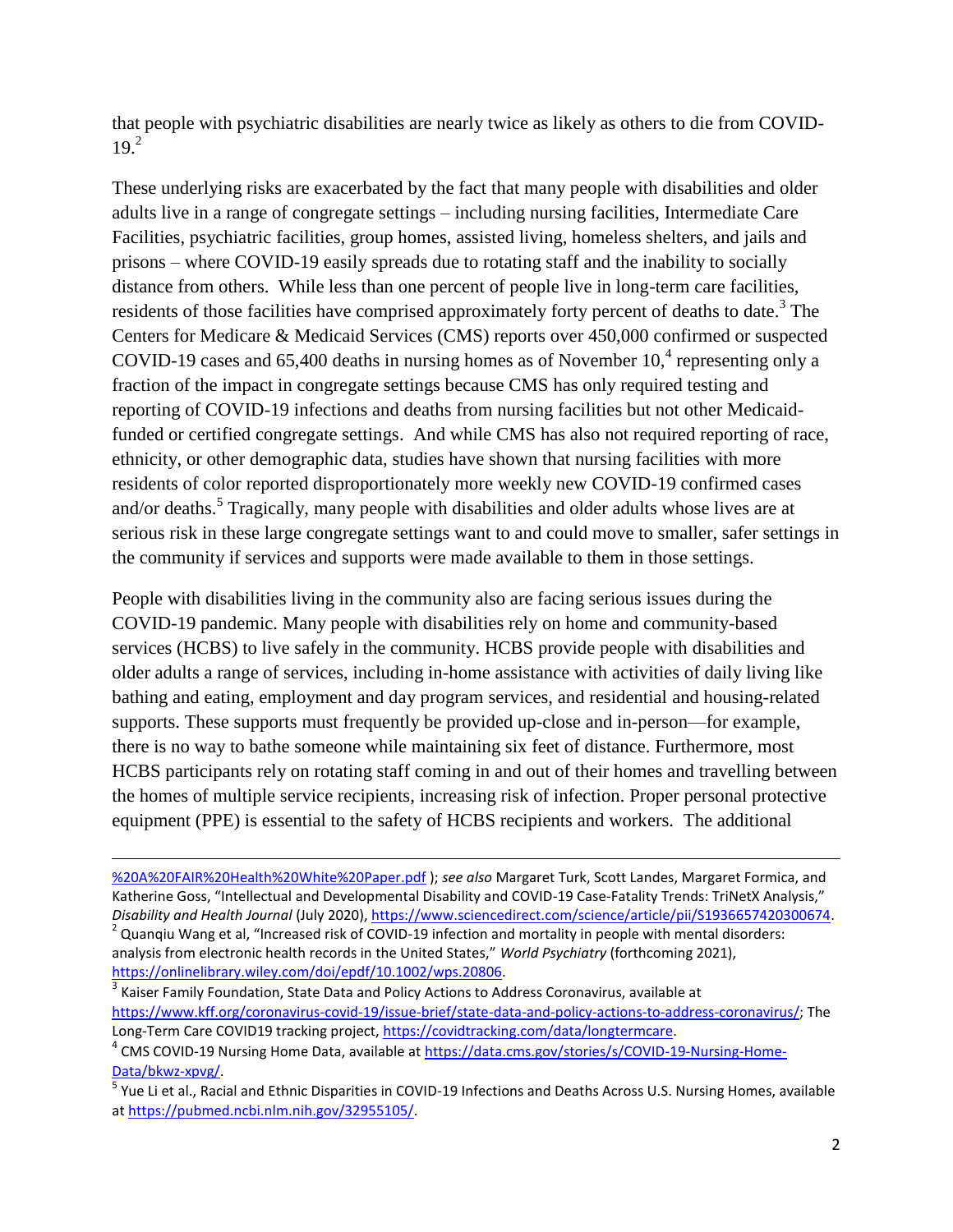that people with psychiatric disabilities are nearly twice as likely as others to die from COVID-19.[2]

These underlying risks are exacerbated by the fact that many people with disabilities and older adults live in a range of congregate settings – including nursing facilities, Intermediate Care Facilities, psychiatric facilities, group homes, assisted living, homeless shelters, and jails and prisons – where COVID-19 easily spreads due to rotating staff and the inability to socially distance from others. While less than one percent of people live in long-term care facilities, residents of those facilities have comprised approximately forty percent of deaths to date.[3] The Centers for Medicare & Medicaid Services (CMS) reports over 450,000 confirmed or suspected COVID-19 cases and 65,400 deaths in nursing homes as of November 10,[4] representing only a fraction of the impact in congregate settings because CMS has only required testing and reporting of COVID-19 infections and deaths from nursing facilities but not other Medicaid-funded or certified congregate settings. And while CMS has also not required reporting of race, ethnicity, or other demographic data, studies have shown that nursing facilities with more residents of color reported disproportionately more weekly new COVID-19 confirmed cases and/or deaths.[5] Tragically, many people with disabilities and older adults whose lives are at serious risk in these large congregate settings want to and could move to smaller, safer settings in the community if services and supports were made available to them in those settings.

People with disabilities living in the community also are facing serious issues during the COVID-19 pandemic. Many people with disabilities rely on home and community-based services (HCBS) to live safely in the community. HCBS provide people with disabilities and older adults a range of services, including in-home assistance with activities of daily living like bathing and eating, employment and day program services, and residential and housing-related supports. These supports must frequently be provided up-close and in-person—for example, there is no way to bathe someone while maintaining six feet of distance. Furthermore, most HCBS participants rely on rotating staff coming in and out of their homes and travelling between the homes of multiple service recipients, increasing risk of infection. Proper personal protective equipment (PPE) is essential to the safety of HCBS recipients and workers. The additional

---

%20A%20FAIR%20Health%20White%20Paper.pdf ); *see also* Margaret Turk, Scott Landes, Margaret Formica, and Katherine Goss, "Intellectual and Developmental Disability and COVID-19 Case-Fatality Trends: TriNetX Analysis," *Disability and Health Journal* (July 2020), https://www.sciencedirect.com/science/article/pii/S1936657420300674.

[2] Quanqiu Wang et al, "Increased risk of COVID-19 infection and mortality in people with mental disorders: analysis from electronic health records in the United States," *World Psychiatry* (forthcoming 2021), https://onlinelibrary.wiley.com/doi/epdf/10.1002/wps.20806.

[3] Kaiser Family Foundation, State Data and Policy Actions to Address Coronavirus, available at https://www.kff.org/coronavirus-covid-19/issue-brief/state-data-and-policy-actions-to-address-coronavirus/; The Long-Term Care COVID19 tracking project, https://covidtracking.com/data/longtermcare.

[4] CMS COVID-19 Nursing Home Data, available at https://data.cms.gov/stories/s/COVID-19-Nursing-Home-Data/bkwz-xpvg/.

[5] Yue Li et al., Racial and Ethnic Disparities in COVID-19 Infections and Deaths Across U.S. Nursing Homes, available at https://pubmed.ncbi.nlm.nih.gov/32955105/.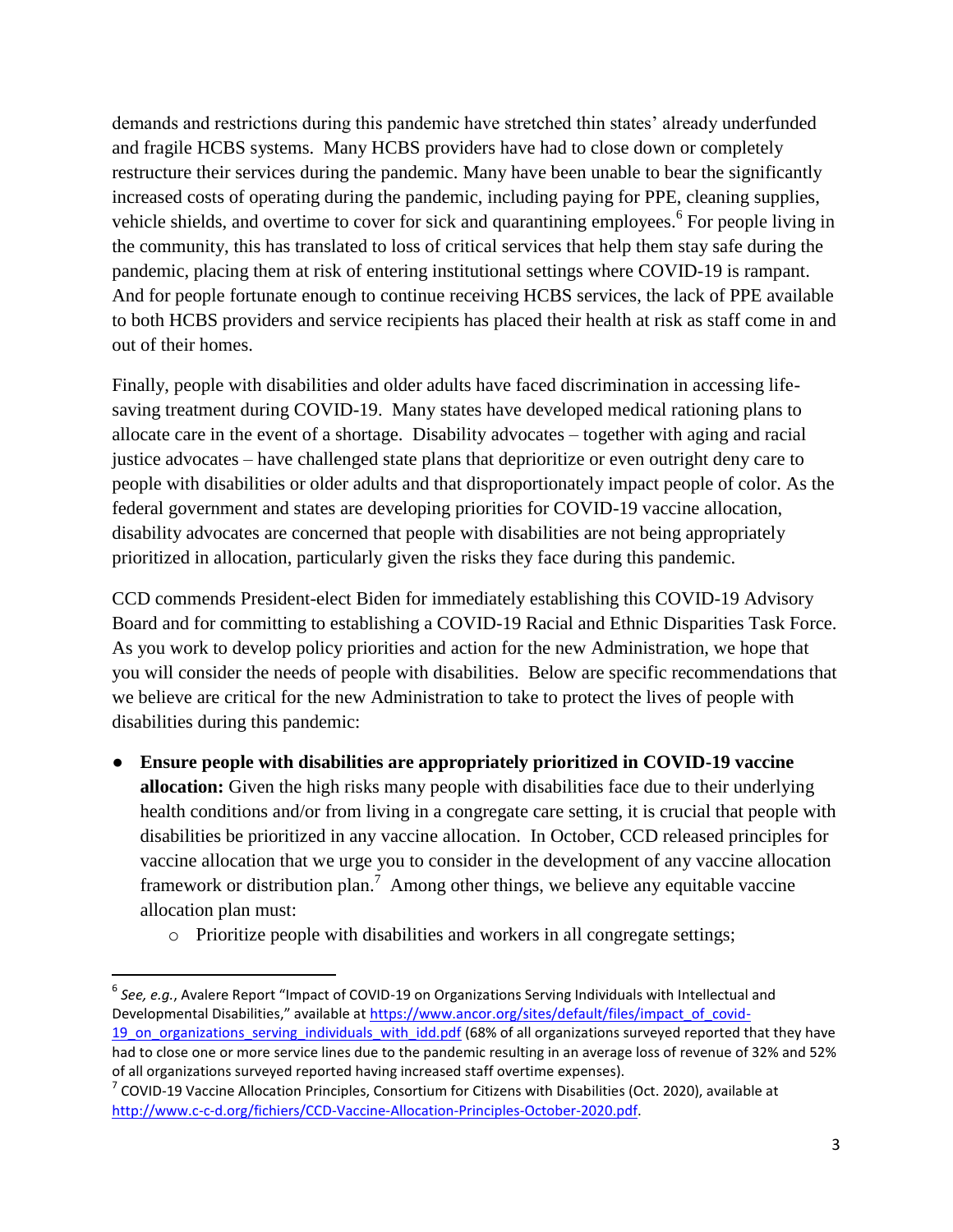demands and restrictions during this pandemic have stretched thin states' already underfunded and fragile HCBS systems. Many HCBS providers have had to close down or completely restructure their services during the pandemic. Many have been unable to bear the significantly increased costs of operating during the pandemic, including paying for PPE, cleaning supplies, vehicle shields, and overtime to cover for sick and quarantining employees.[6] For people living in the community, this has translated to loss of critical services that help them stay safe during the pandemic, placing them at risk of entering institutional settings where COVID-19 is rampant. And for people fortunate enough to continue receiving HCBS services, the lack of PPE available to both HCBS providers and service recipients has placed their health at risk as staff come in and out of their homes.

Finally, people with disabilities and older adults have faced discrimination in accessing life-saving treatment during COVID-19. Many states have developed medical rationing plans to allocate care in the event of a shortage. Disability advocates – together with aging and racial justice advocates – have challenged state plans that deprioritize or even outright deny care to people with disabilities or older adults and that disproportionately impact people of color. As the federal government and states are developing priorities for COVID-19 vaccine allocation, disability advocates are concerned that people with disabilities are not being appropriately prioritized in allocation, particularly given the risks they face during this pandemic.

CCD commends President-elect Biden for immediately establishing this COVID-19 Advisory Board and for committing to establishing a COVID-19 Racial and Ethnic Disparities Task Force. As you work to develop policy priorities and action for the new Administration, we hope that you will consider the needs of people with disabilities. Below are specific recommendations that we believe are critical for the new Administration to take to protect the lives of people with disabilities during this pandemic:

- **Ensure people with disabilities are appropriately prioritized in COVID-19 vaccine allocation:** Given the high risks many people with disabilities face due to their underlying health conditions and/or from living in a congregate care setting, it is crucial that people with disabilities be prioritized in any vaccine allocation. In October, CCD released principles for vaccine allocation that we urge you to consider in the development of any vaccine allocation framework or distribution plan.[7] Among other things, we believe any equitable vaccine allocation plan must:
  - Prioritize people with disabilities and workers in all congregate settings;

---

[6] *See, e.g.*, Avalere Report "Impact of COVID-19 on Organizations Serving Individuals with Intellectual and Developmental Disabilities," available at https://www.ancor.org/sites/default/files/impact_of_covid-19_on_organizations_serving_individuals_with_idd.pdf (68% of all organizations surveyed reported that they have had to close one or more service lines due to the pandemic resulting in an average loss of revenue of 32% and 52% of all organizations surveyed reported having increased staff overtime expenses).

[7] COVID-19 Vaccine Allocation Principles, Consortium for Citizens with Disabilities (Oct. 2020), available at http://www.c-c-d.org/fichiers/CCD-Vaccine-Allocation-Principles-October-2020.pdf.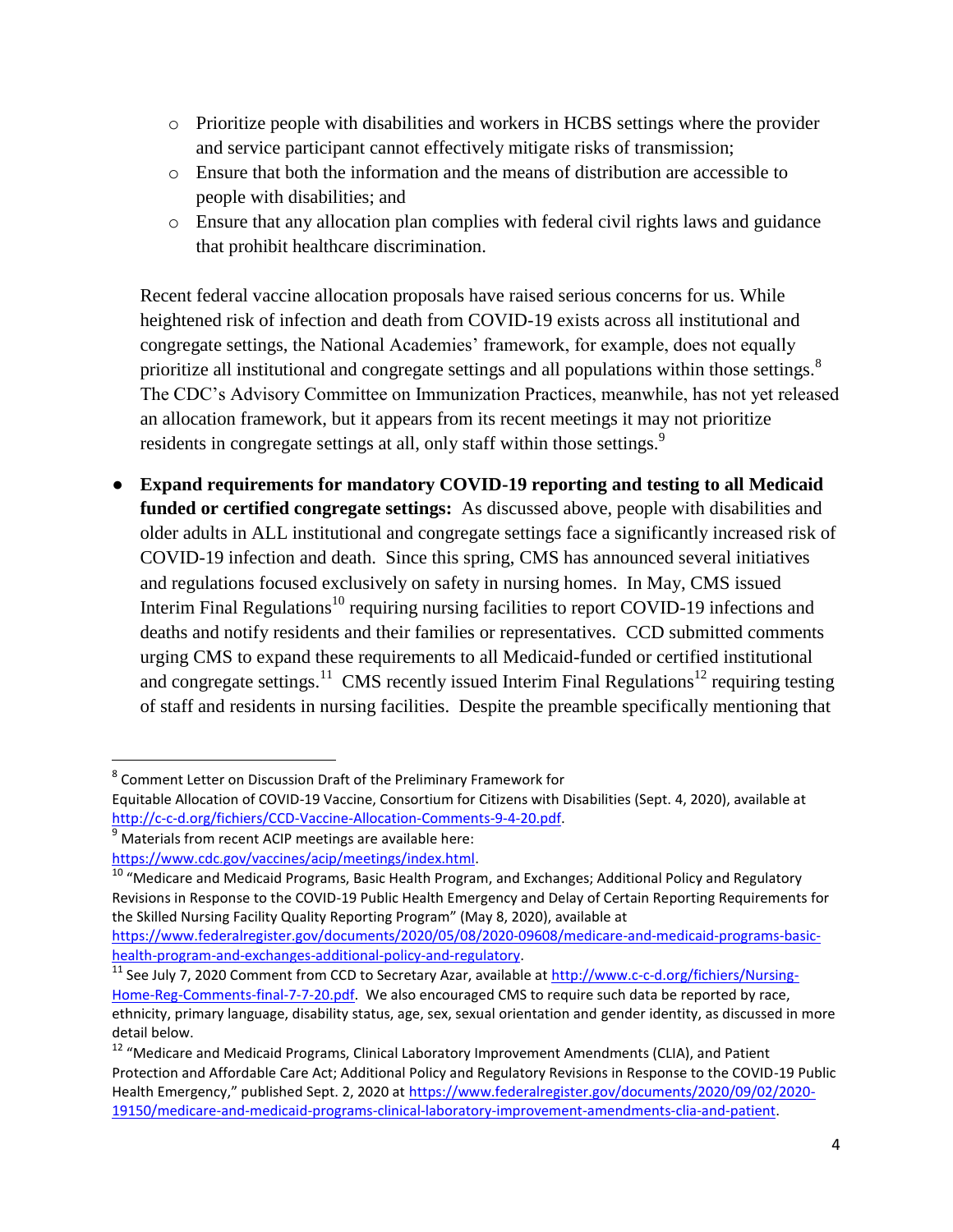- Prioritize people with disabilities and workers in HCBS settings where the provider and service participant cannot effectively mitigate risks of transmission;
  - Ensure that both the information and the means of distribution are accessible to people with disabilities; and
  - Ensure that any allocation plan complies with federal civil rights laws and guidance that prohibit healthcare discrimination.

  Recent federal vaccine allocation proposals have raised serious concerns for us. While heightened risk of infection and death from COVID-19 exists across all institutional and congregate settings, the National Academies' framework, for example, does not equally prioritize all institutional and congregate settings and all populations within those settings.[8] The CDC's Advisory Committee on Immunization Practices, meanwhile, has not yet released an allocation framework, but it appears from its recent meetings it may not prioritize residents in congregate settings at all, only staff within those settings.[9]

- **Expand requirements for mandatory COVID-19 reporting and testing to all Medicaid funded or certified congregate settings:** As discussed above, people with disabilities and older adults in ALL institutional and congregate settings face a significantly increased risk of COVID-19 infection and death. Since this spring, CMS has announced several initiatives and regulations focused exclusively on safety in nursing homes. In May, CMS issued Interim Final Regulations[10] requiring nursing facilities to report COVID-19 infections and deaths and notify residents and their families or representatives. CCD submitted comments urging CMS to expand these requirements to all Medicaid-funded or certified institutional and congregate settings.[11] CMS recently issued Interim Final Regulations[12] requiring testing of staff and residents in nursing facilities. Despite the preamble specifically mentioning that

---

[8] Comment Letter on Discussion Draft of the Preliminary Framework for Equitable Allocation of COVID-19 Vaccine, Consortium for Citizens with Disabilities (Sept. 4, 2020), available at http://c-c-d.org/fichiers/CCD-Vaccine-Allocation-Comments-9-4-20.pdf.

[9] Materials from recent ACIP meetings are available here: https://www.cdc.gov/vaccines/acip/meetings/index.html.

[10] "Medicare and Medicaid Programs, Basic Health Program, and Exchanges; Additional Policy and Regulatory Revisions in Response to the COVID-19 Public Health Emergency and Delay of Certain Reporting Requirements for the Skilled Nursing Facility Quality Reporting Program" (May 8, 2020), available at https://www.federalregister.gov/documents/2020/05/08/2020-09608/medicare-and-medicaid-programs-basic-health-program-and-exchanges-additional-policy-and-regulatory.

[11] See July 7, 2020 Comment from CCD to Secretary Azar, available at http://www.c-c-d.org/fichiers/Nursing-Home-Reg-Comments-final-7-7-20.pdf. We also encouraged CMS to require such data be reported by race, ethnicity, primary language, disability status, age, sex, sexual orientation and gender identity, as discussed in more detail below.

[12] "Medicare and Medicaid Programs, Clinical Laboratory Improvement Amendments (CLIA), and Patient Protection and Affordable Care Act; Additional Policy and Regulatory Revisions in Response to the COVID-19 Public Health Emergency," published Sept. 2, 2020 at https://www.federalregister.gov/documents/2020/09/02/2020-19150/medicare-and-medicaid-programs-clinical-laboratory-improvement-amendments-clia-and-patient.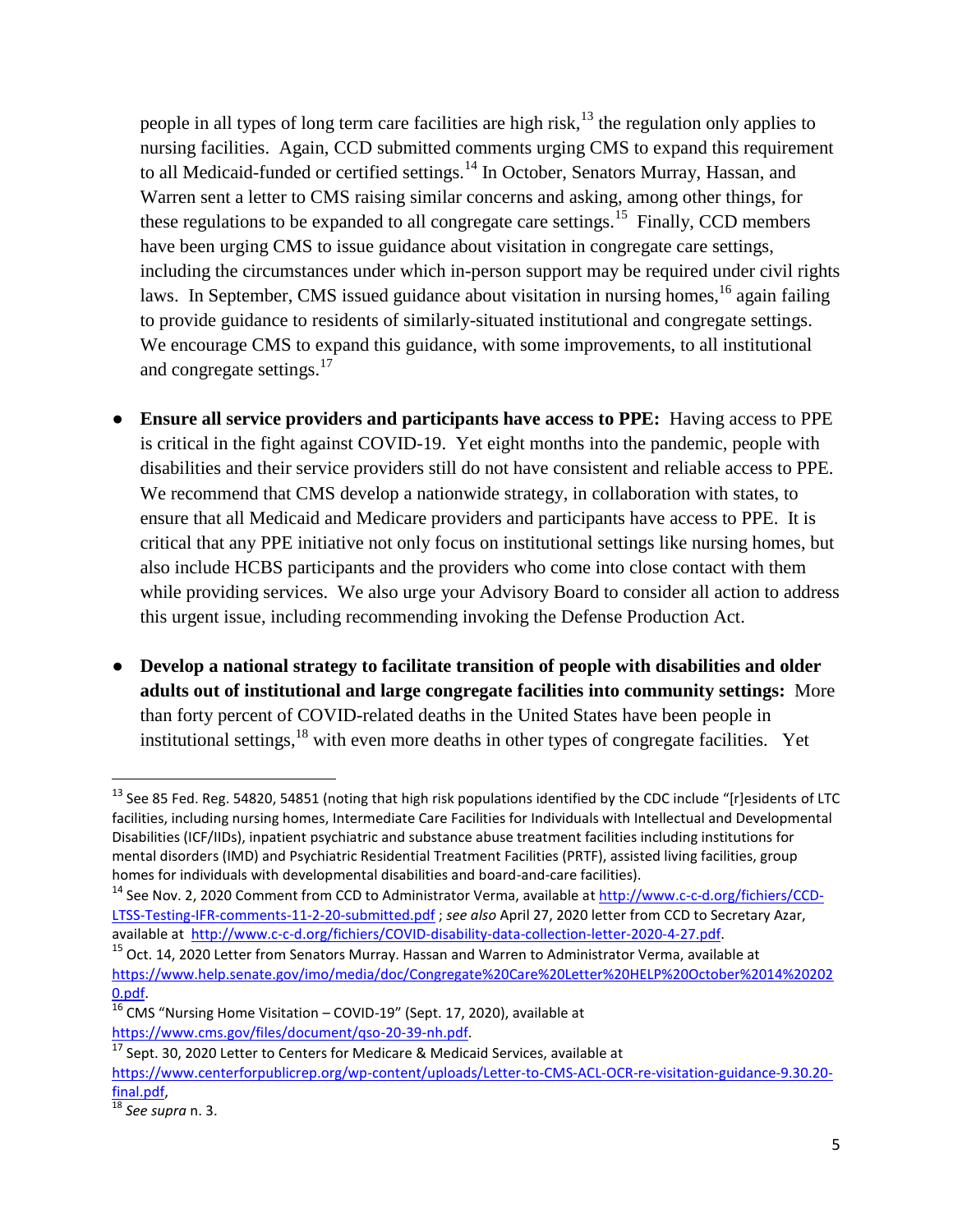people in all types of long term care facilities are high risk,[13] the regulation only applies to nursing facilities. Again, CCD submitted comments urging CMS to expand this requirement to all Medicaid-funded or certified settings.[14] In October, Senators Murray, Hassan, and Warren sent a letter to CMS raising similar concerns and asking, among other things, for these regulations to be expanded to all congregate care settings.[15] Finally, CCD members have been urging CMS to issue guidance about visitation in congregate care settings, including the circumstances under which in-person support may be required under civil rights laws. In September, CMS issued guidance about visitation in nursing homes,[16] again failing to provide guidance to residents of similarly-situated institutional and congregate settings. We encourage CMS to expand this guidance, with some improvements, to all institutional and congregate settings.[17]

- **Ensure all service providers and participants have access to PPE:** Having access to PPE is critical in the fight against COVID-19. Yet eight months into the pandemic, people with disabilities and their service providers still do not have consistent and reliable access to PPE. We recommend that CMS develop a nationwide strategy, in collaboration with states, to ensure that all Medicaid and Medicare providers and participants have access to PPE. It is critical that any PPE initiative not only focus on institutional settings like nursing homes, but also include HCBS participants and the providers who come into close contact with them while providing services. We also urge your Advisory Board to consider all action to address this urgent issue, including recommending invoking the Defense Production Act.

- **Develop a national strategy to facilitate transition of people with disabilities and older adults out of institutional and large congregate facilities into community settings:** More than forty percent of COVID-related deaths in the United States have been people in institutional settings,[18] with even more deaths in other types of congregate facilities. Yet

---

[13] See 85 Fed. Reg. 54820, 54851 (noting that high risk populations identified by the CDC include "[r]esidents of LTC facilities, including nursing homes, Intermediate Care Facilities for Individuals with Intellectual and Developmental Disabilities (ICF/IIDs), inpatient psychiatric and substance abuse treatment facilities including institutions for mental disorders (IMD) and Psychiatric Residential Treatment Facilities (PRTF), assisted living facilities, group homes for individuals with developmental disabilities and board-and-care facilities).

[14] See Nov. 2, 2020 Comment from CCD to Administrator Verma, available at http://www.c-c-d.org/fichiers/CCD-LTSS-Testing-IFR-comments-11-2-20-submitted.pdf ; *see also* April 27, 2020 letter from CCD to Secretary Azar, available at http://www.c-c-d.org/fichiers/COVID-disability-data-collection-letter-2020-4-27.pdf.

[15] Oct. 14, 2020 Letter from Senators Murray. Hassan and Warren to Administrator Verma, available at https://www.help.senate.gov/imo/media/doc/Congregate%20Care%20Letter%20HELP%20October%2014%202020.pdf.

[16] CMS "Nursing Home Visitation – COVID-19" (Sept. 17, 2020), available at https://www.cms.gov/files/document/qso-20-39-nh.pdf.

[17] Sept. 30, 2020 Letter to Centers for Medicare & Medicaid Services, available at https://www.centerforpublicrep.org/wp-content/uploads/Letter-to-CMS-ACL-OCR-re-visitation-guidance-9.30.20-final.pdf,

[18] *See supra* n. 3.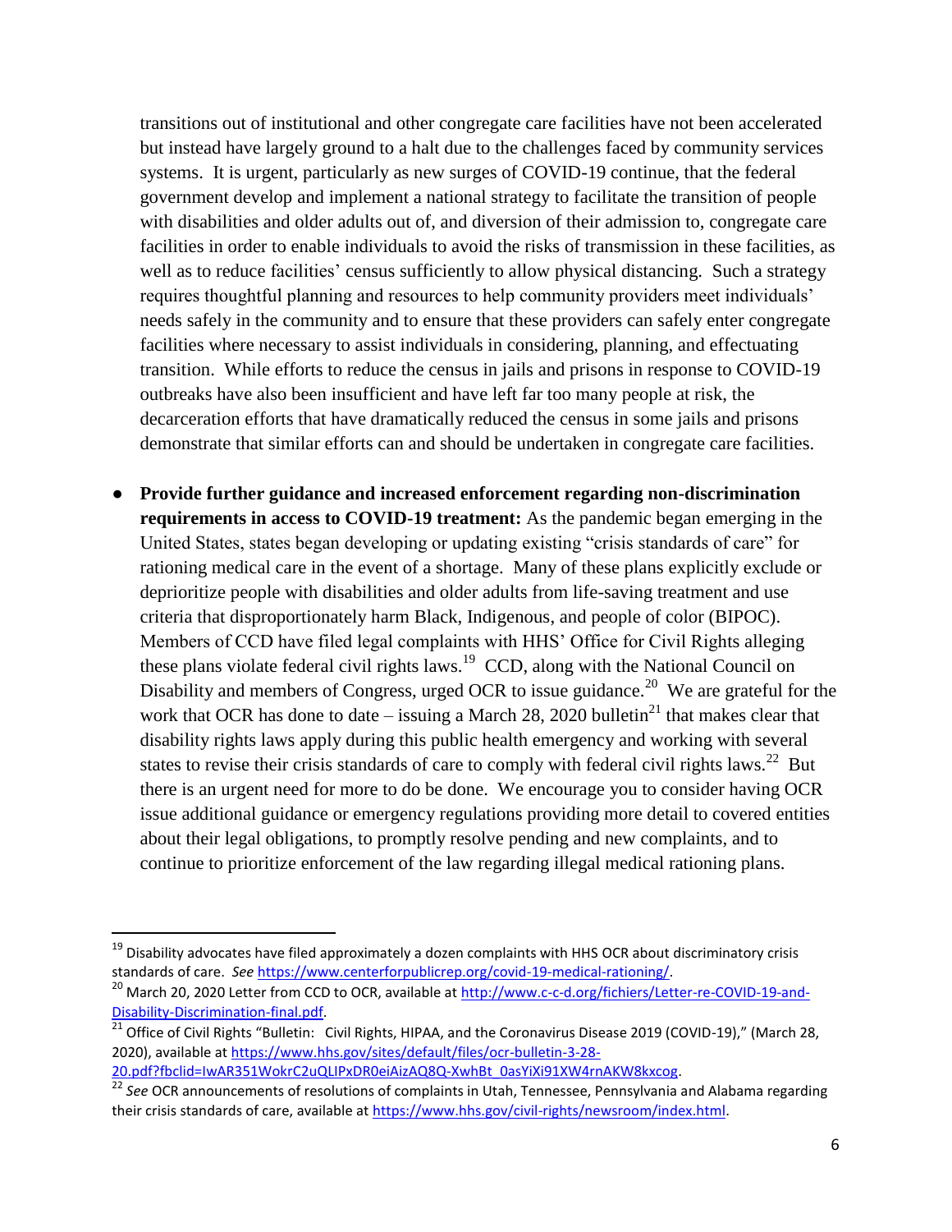transitions out of institutional and other congregate care facilities have not been accelerated but instead have largely ground to a halt due to the challenges faced by community services systems. It is urgent, particularly as new surges of COVID-19 continue, that the federal government develop and implement a national strategy to facilitate the transition of people with disabilities and older adults out of, and diversion of their admission to, congregate care facilities in order to enable individuals to avoid the risks of transmission in these facilities, as well as to reduce facilities' census sufficiently to allow physical distancing. Such a strategy requires thoughtful planning and resources to help community providers meet individuals' needs safely in the community and to ensure that these providers can safely enter congregate facilities where necessary to assist individuals in considering, planning, and effectuating transition. While efforts to reduce the census in jails and prisons in response to COVID-19 outbreaks have also been insufficient and have left far too many people at risk, the decarceration efforts that have dramatically reduced the census in some jails and prisons demonstrate that similar efforts can and should be undertaken in congregate care facilities.

- **Provide further guidance and increased enforcement regarding non-discrimination requirements in access to COVID-19 treatment:** As the pandemic began emerging in the United States, states began developing or updating existing "crisis standards of care" for rationing medical care in the event of a shortage. Many of these plans explicitly exclude or deprioritize people with disabilities and older adults from life-saving treatment and use criteria that disproportionately harm Black, Indigenous, and people of color (BIPOC). Members of CCD have filed legal complaints with HHS' Office for Civil Rights alleging these plans violate federal civil rights laws.[19] CCD, along with the National Council on Disability and members of Congress, urged OCR to issue guidance.[20] We are grateful for the work that OCR has done to date – issuing a March 28, 2020 bulletin[21] that makes clear that disability rights laws apply during this public health emergency and working with several states to revise their crisis standards of care to comply with federal civil rights laws.[22] But there is an urgent need for more to do be done. We encourage you to consider having OCR issue additional guidance or emergency regulations providing more detail to covered entities about their legal obligations, to promptly resolve pending and new complaints, and to continue to prioritize enforcement of the law regarding illegal medical rationing plans.

---

[19] Disability advocates have filed approximately a dozen complaints with HHS OCR about discriminatory crisis standards of care. *See* https://www.centerforpublicrep.org/covid-19-medical-rationing/.

[20] March 20, 2020 Letter from CCD to OCR, available at http://www.c-c-d.org/fichiers/Letter-re-COVID-19-and-Disability-Discrimination-final.pdf.

[21] Office of Civil Rights "Bulletin: Civil Rights, HIPAA, and the Coronavirus Disease 2019 (COVID-19)," (March 28, 2020), available at https://www.hhs.gov/sites/default/files/ocr-bulletin-3-28-20.pdf?fbclid=IwAR351WokrC2uQLIPxDR0eiAizAQ8Q-XwhBt_0asYiXi91XW4rnAKW8kxcog.

[22] *See* OCR announcements of resolutions of complaints in Utah, Tennessee, Pennsylvania and Alabama regarding their crisis standards of care, available at https://www.hhs.gov/civil-rights/newsroom/index.html.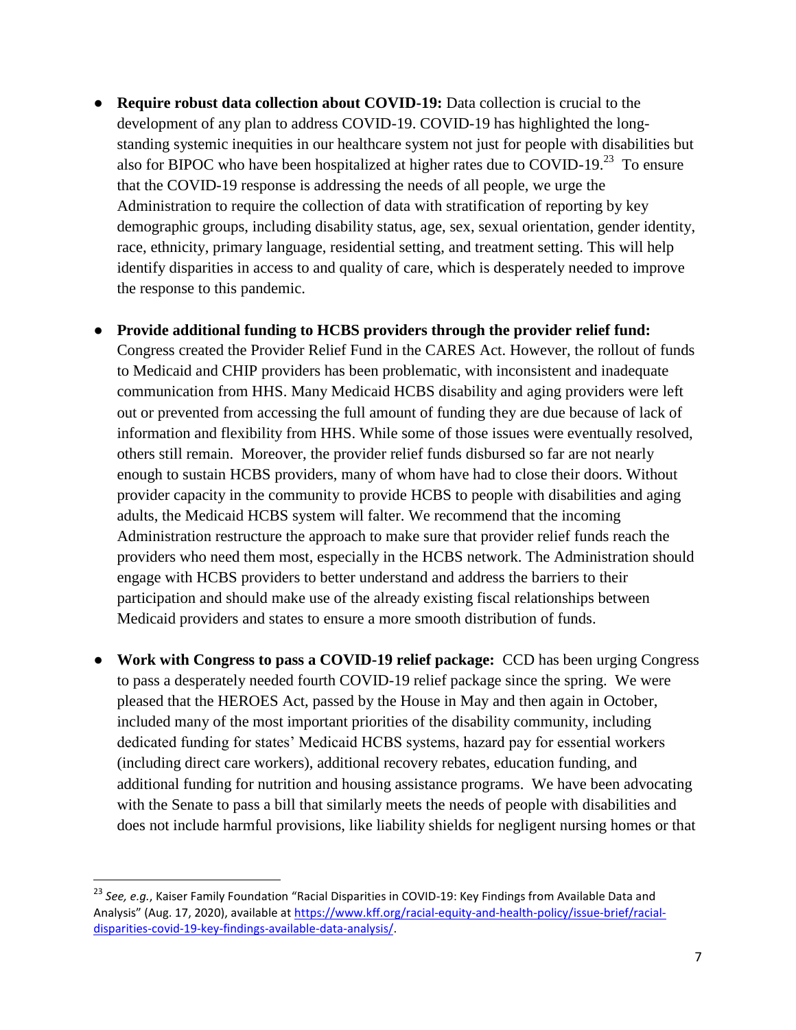- **Require robust data collection about COVID-19:** Data collection is crucial to the development of any plan to address COVID-19. COVID-19 has highlighted the long-standing systemic inequities in our healthcare system not just for people with disabilities but also for BIPOC who have been hospitalized at higher rates due to COVID-19.[23] To ensure that the COVID-19 response is addressing the needs of all people, we urge the Administration to require the collection of data with stratification of reporting by key demographic groups, including disability status, age, sex, sexual orientation, gender identity, race, ethnicity, primary language, residential setting, and treatment setting. This will help identify disparities in access to and quality of care, which is desperately needed to improve the response to this pandemic.

- **Provide additional funding to HCBS providers through the provider relief fund:** Congress created the Provider Relief Fund in the CARES Act. However, the rollout of funds to Medicaid and CHIP providers has been problematic, with inconsistent and inadequate communication from HHS. Many Medicaid HCBS disability and aging providers were left out or prevented from accessing the full amount of funding they are due because of lack of information and flexibility from HHS. While some of those issues were eventually resolved, others still remain. Moreover, the provider relief funds disbursed so far are not nearly enough to sustain HCBS providers, many of whom have had to close their doors. Without provider capacity in the community to provide HCBS to people with disabilities and aging adults, the Medicaid HCBS system will falter. We recommend that the incoming Administration restructure the approach to make sure that provider relief funds reach the providers who need them most, especially in the HCBS network. The Administration should engage with HCBS providers to better understand and address the barriers to their participation and should make use of the already existing fiscal relationships between Medicaid providers and states to ensure a more smooth distribution of funds.

- **Work with Congress to pass a COVID-19 relief package:** CCD has been urging Congress to pass a desperately needed fourth COVID-19 relief package since the spring. We were pleased that the HEROES Act, passed by the House in May and then again in October, included many of the most important priorities of the disability community, including dedicated funding for states' Medicaid HCBS systems, hazard pay for essential workers (including direct care workers), additional recovery rebates, education funding, and additional funding for nutrition and housing assistance programs. We have been advocating with the Senate to pass a bill that similarly meets the needs of people with disabilities and does not include harmful provisions, like liability shields for negligent nursing homes or that

---

[23] *See, e.g.*, Kaiser Family Foundation "Racial Disparities in COVID-19: Key Findings from Available Data and Analysis" (Aug. 17, 2020), available at https://www.kff.org/racial-equity-and-health-policy/issue-brief/racial-disparities-covid-19-key-findings-available-data-analysis/.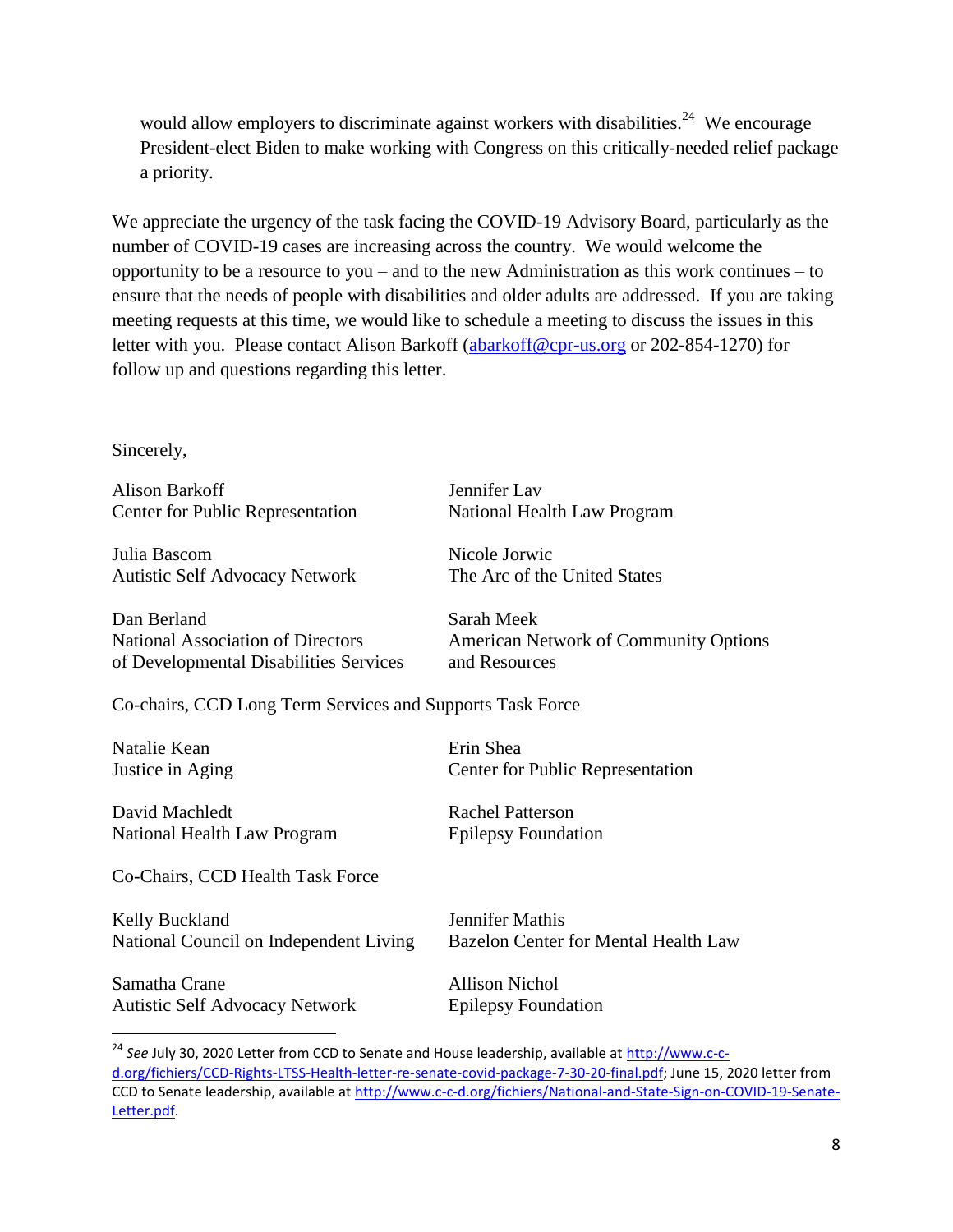would allow employers to discriminate against workers with disabilities.[24] We encourage President-elect Biden to make working with Congress on this critically-needed relief package a priority.

We appreciate the urgency of the task facing the COVID-19 Advisory Board, particularly as the number of COVID-19 cases are increasing across the country. We would welcome the opportunity to be a resource to you – and to the new Administration as this work continues – to ensure that the needs of people with disabilities and older adults are addressed. If you are taking meeting requests at this time, we would like to schedule a meeting to discuss the issues in this letter with you. Please contact Alison Barkoff ([abarkoff@cpr-us.org](mailto:abarkoff@cpr-us.org) or 202-854-1270) for follow up and questions regarding this letter.

Sincerely,

Alison Barkoff
Center for Public Representation

Julia Bascom
Autistic Self Advocacy Network

Dan Berland
National Association of Directors of Developmental Disabilities Services

Jennifer Lav
National Health Law Program

Nicole Jorwic
The Arc of the United States

Sarah Meek
American Network of Community Options and Resources

Co-chairs, CCD Long Term Services and Supports Task Force

Natalie Kean
Justice in Aging

David Machledt
National Health Law Program

Erin Shea
Center for Public Representation

Rachel Patterson
Epilepsy Foundation

Co-Chairs, CCD Health Task Force

Kelly Buckland
National Council on Independent Living

Samatha Crane
Autistic Self Advocacy Network

Jennifer Mathis
Bazelon Center for Mental Health Law

Allison Nichol
Epilepsy Foundation

---

[24] *See* July 30, 2020 Letter from CCD to Senate and House leadership, available at [http://www.c-c-d.org/fichiers/CCD-Rights-LTSS-Health-letter-re-senate-covid-package-7-30-20-final.pdf](http://www.c-c-d.org/fichiers/CCD-Rights-LTSS-Health-letter-re-senate-covid-package-7-30-20-final.pdf); June 15, 2020 letter from CCD to Senate leadership, available at [http://www.c-c-d.org/fichiers/National-and-State-Sign-on-COVID-19-Senate-Letter.pdf](http://www.c-c-d.org/fichiers/National-and-State-Sign-on-COVID-19-Senate-Letter.pdf).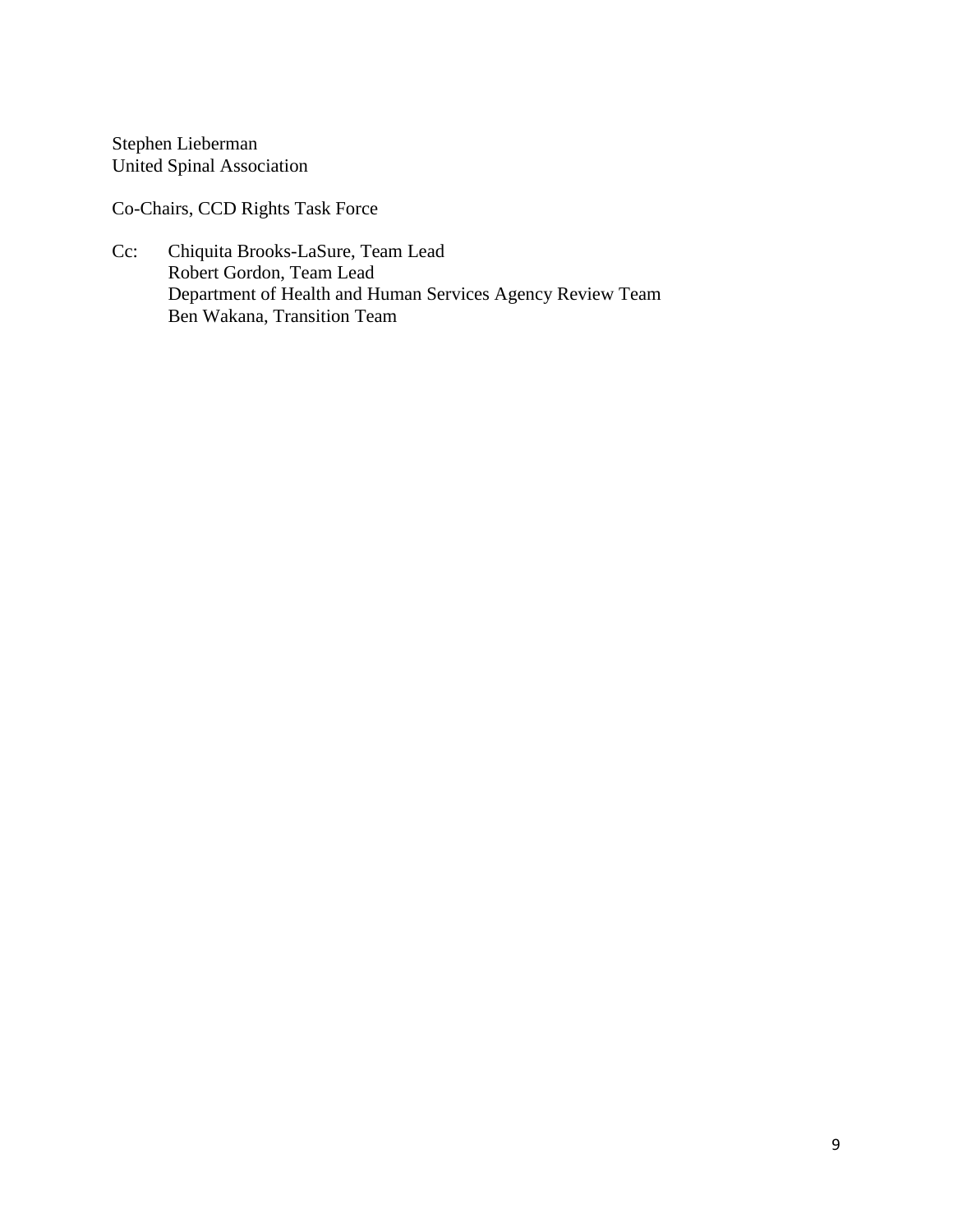Stephen Lieberman
United Spinal Association

Co-Chairs, CCD Rights Task Force

Cc: Chiquita Brooks-LaSure, Team Lead
Robert Gordon, Team Lead
Department of Health and Human Services Agency Review Team
Ben Wakana, Transition Team